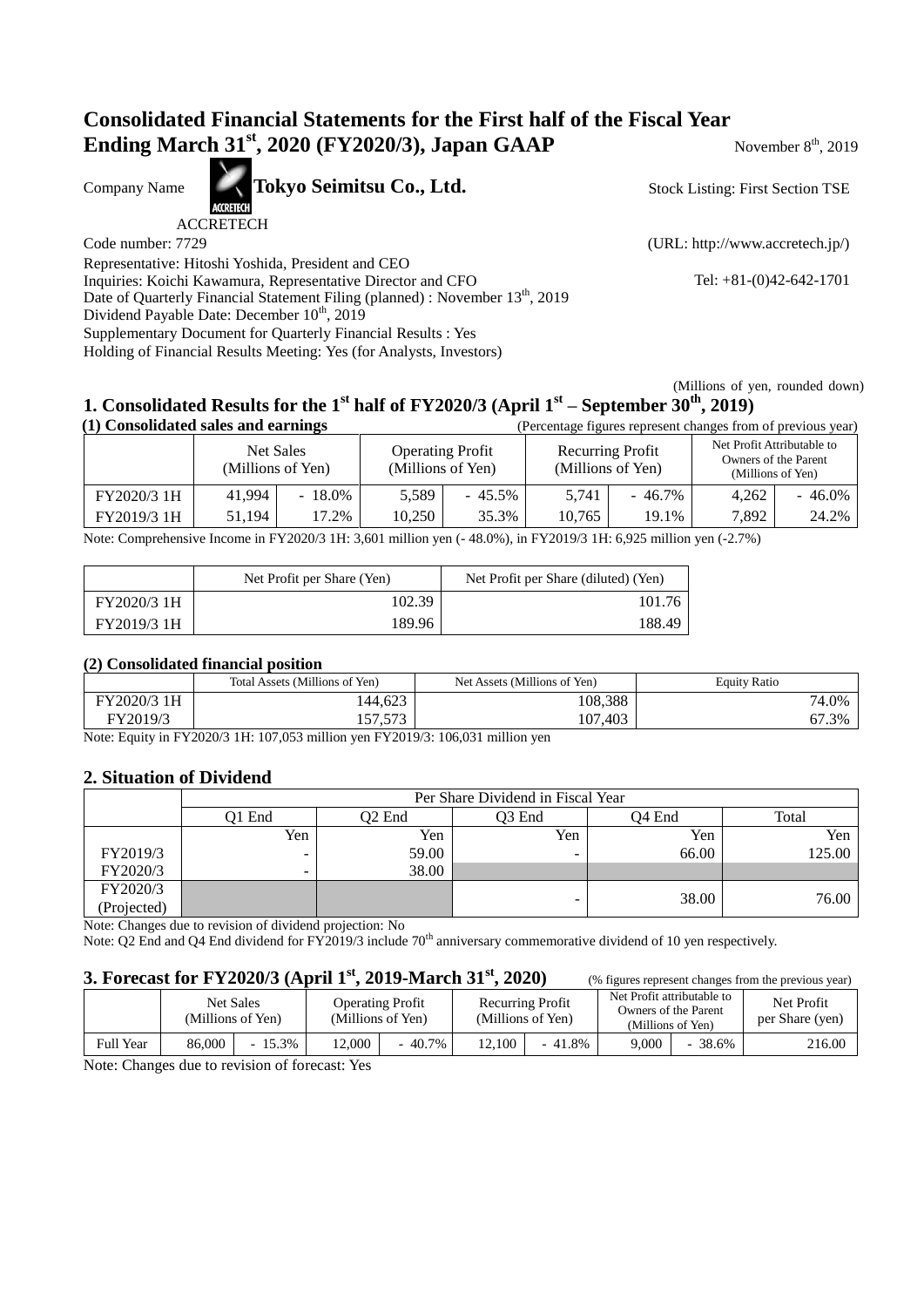# Consolidated Financial Statements for the First half of the Fiscal Year Ending March 31st, 2020 (FY2020/3), Japan GAAP

November 8th, 2019

Company Name **Tokyo Seimitsu Co., Ltd.** Stock Listing: First Section TSE

ACCRETECH

Code number: 7729 (URL: http://www.accretech.jp/)

Representative: Hitoshi Yoshida, President and CEO

Inquiries: Koichi Kawamura, Representative Director and CFO Tel: +81-(0)42-642-1701

Date of Quarterly Financial Statement Filing (planned) : November 13th, 2019

Dividend Payable Date: December 10th, 2019

Supplementary Document for Quarterly Financial Results : Yes

Holding of Financial Results Meeting: Yes (for Analysts, Investors)

(Millions of yen, rounded down)

## 1. Consolidated Results for the 1st half of FY2020/3 (April 1st – September 30th, 2019)

### (1) Consolidated sales and earnings

(Percentage figures represent changes from of previous year)

| | Net Sales (Millions of Yen) | | Operating Profit (Millions of Yen) | | Recurring Profit (Millions of Yen) | | Net Profit Attributable to Owners of the Parent (Millions of Yen) | |
|---|---|---|---|---|---|---|---|---|
| FY2020/3 1H | 41,994 | - 18.0% | 5,589 | - 45.5% | 5,741 | - 46.7% | 4,262 | - 46.0% |
| FY2019/3 1H | 51,194 | 17.2% | 10,250 | 35.3% | 10,765 | 19.1% | 7,892 | 24.2% |

Note: Comprehensive Income in FY2020/3 1H: 3,601 million yen (- 48.0%), in FY2019/3 1H: 6,925 million yen (-2.7%)

| | Net Profit per Share (Yen) | Net Profit per Share (diluted) (Yen) |
|---|---|---|
| FY2020/3 1H | 102.39 | 101.76 |
| FY2019/3 1H | 189.96 | 188.49 |

### (2) Consolidated financial position

| | Total Assets (Millions of Yen) | Net Assets (Millions of Yen) | Equity Ratio |
|---|---|---|---|
| FY2020/3 1H | 144,623 | 108,388 | 74.0% |
| FY2019/3 | 157,573 | 107,403 | 67.3% |

Note: Equity in FY2020/3 1H: 107,053 million yen FY2019/3: 106,031 million yen

## 2. Situation of Dividend

| | Per Share Dividend in Fiscal Year | | | | |
|---|---|---|---|---|---|
| | Q1 End | Q2 End | Q3 End | Q4 End | Total |
| | Yen | Yen | Yen | Yen | Yen |
| FY2019/3 | - | 59.00 | - | 66.00 | 125.00 |
| FY2020/3 | - | 38.00 | | | |
| FY2020/3 (Projected) | | | - | 38.00 | 76.00 |

Note: Changes due to revision of dividend projection: No

Note: Q2 End and Q4 End dividend for FY2019/3 include 70th anniversary commemorative dividend of 10 yen respectively.

## 3. Forecast for FY2020/3 (April 1st, 2019-March 31st, 2020)

(% figures represent changes from the previous year)

| | Net Sales (Millions of Yen) | | Operating Profit (Millions of Yen) | | Recurring Profit (Millions of Yen) | | Net Profit attributable to Owners of the Parent (Millions of Yen) | | Net Profit per Share (yen) |
|---|---|---|---|---|---|---|---|---|---|
| Full Year | 86,000 | - 15.3% | 12,000 | - 40.7% | 12,100 | - 41.8% | 9,000 | - 38.6% | 216.00 |

Note: Changes due to revision of forecast: Yes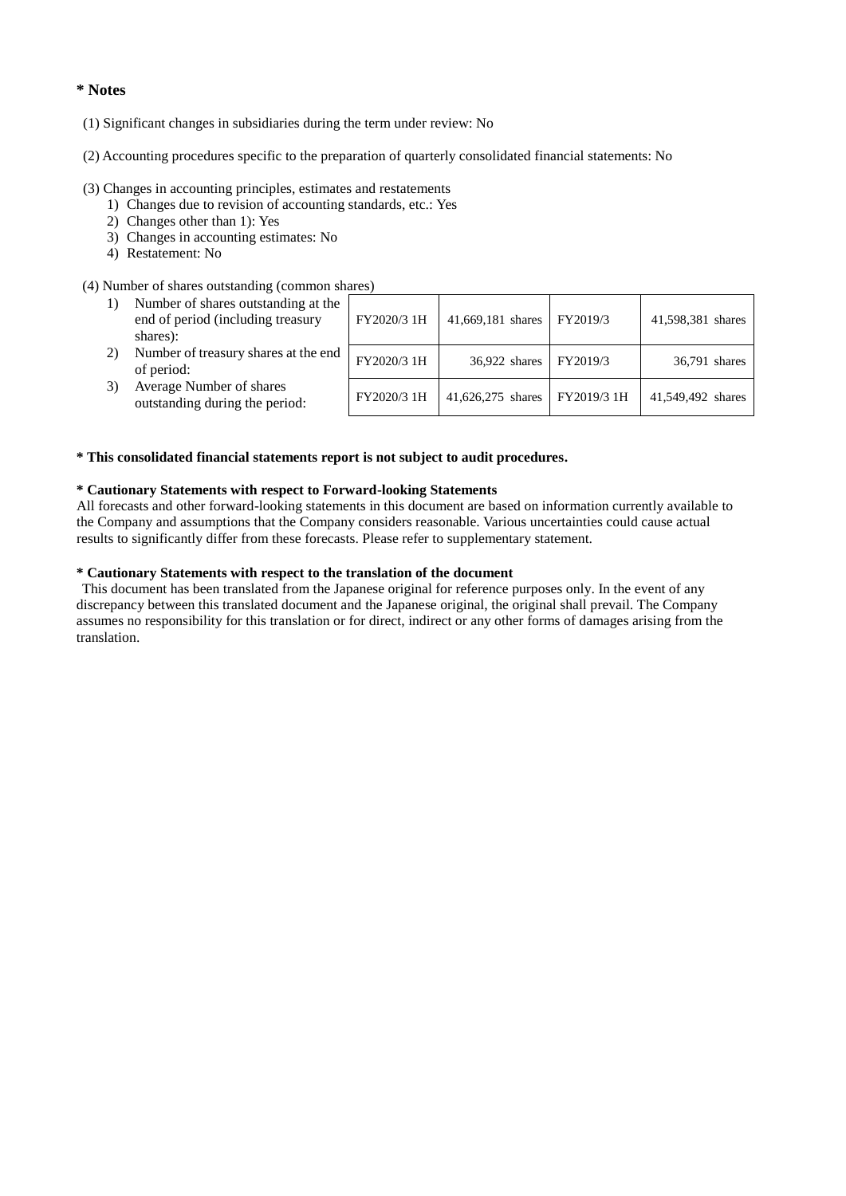**\* Notes**

(1) Significant changes in subsidiaries during the term under review: No

(2) Accounting procedures specific to the preparation of quarterly consolidated financial statements: No

(3) Changes in accounting principles, estimates and restatements
1) Changes due to revision of accounting standards, etc.: Yes
2) Changes other than 1): Yes
3) Changes in accounting estimates: No
4) Restatement: No

(4) Number of shares outstanding (common shares)

| | | | | |
|---|---|---|---|---|
| 1) Number of shares outstanding at the end of period (including treasury shares): | FY2020/3 1H | 41,669,181 shares | FY2019/3 | 41,598,381 shares |
| 2) Number of treasury shares at the end of period: | FY2020/3 1H | 36,922 shares | FY2019/3 | 36,791 shares |
| 3) Average Number of shares outstanding during the period: | FY2020/3 1H | 41,626,275 shares | FY2019/3 1H | 41,549,492 shares |

**\* This consolidated financial statements report is not subject to audit procedures.**

**\* Cautionary Statements with respect to Forward-looking Statements**
All forecasts and other forward-looking statements in this document are based on information currently available to the Company and assumptions that the Company considers reasonable. Various uncertainties could cause actual results to significantly differ from these forecasts. Please refer to supplementary statement.

**\* Cautionary Statements with respect to the translation of the document**
This document has been translated from the Japanese original for reference purposes only. In the event of any discrepancy between this translated document and the Japanese original, the original shall prevail. The Company assumes no responsibility for this translation or for direct, indirect or any other forms of damages arising from the translation.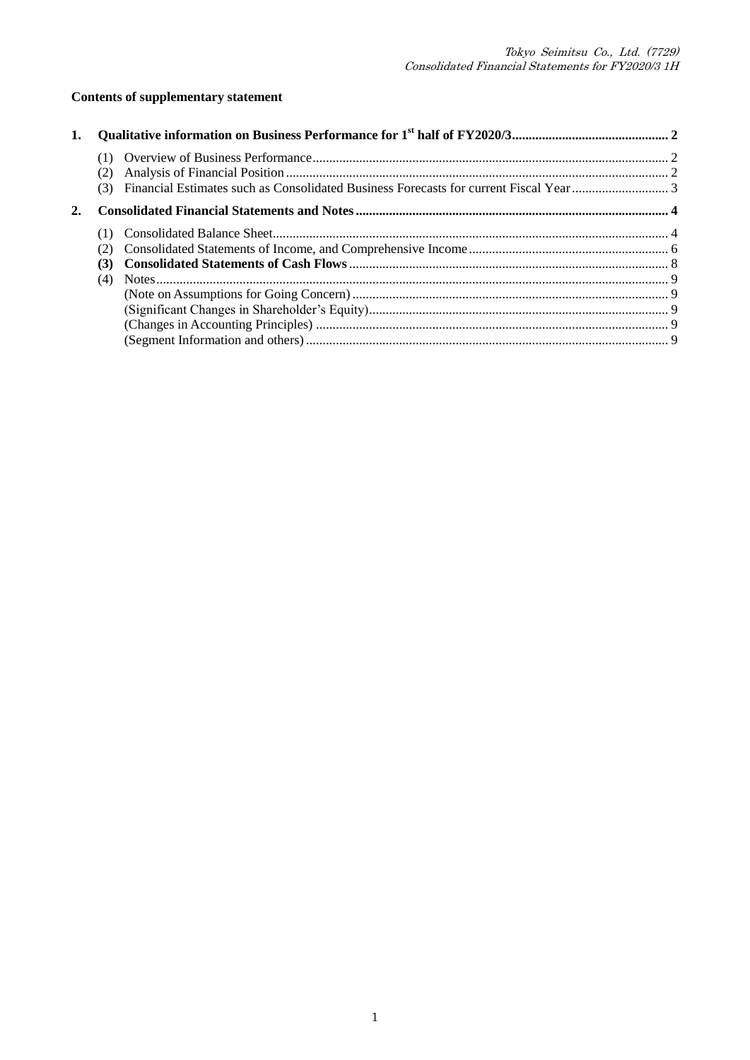**Contents of supplementary statement**

**1. Qualitative information on Business Performance for 1st half of FY2020/3 .......... 2**

(1) Overview of Business Performance .......... 2
(2) Analysis of Financial Position .......... 2
(3) Financial Estimates such as Consolidated Business Forecasts for current Fiscal Year .......... 3

**2. Consolidated Financial Statements and Notes .......... 4**

(1) Consolidated Balance Sheet .......... 4
(2) Consolidated Statements of Income, and Comprehensive Income .......... 6
**(3) Consolidated Statements of Cash Flows .......... 8**
(4) Notes .......... 9
(Note on Assumptions for Going Concern) .......... 9
(Significant Changes in Shareholder's Equity) .......... 9
(Changes in Accounting Principles) .......... 9
(Segment Information and others) .......... 9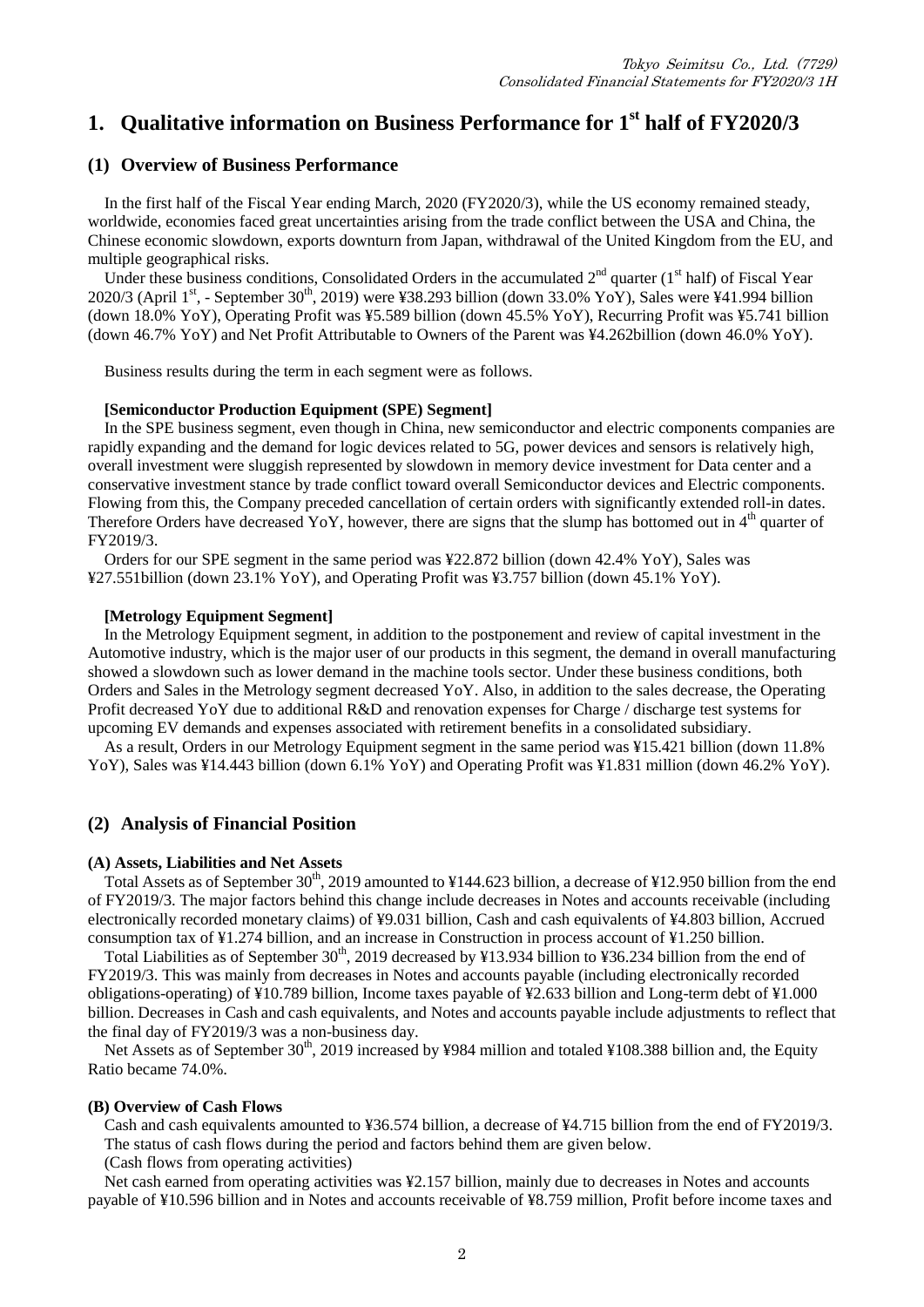# 1. Qualitative information on Business Performance for 1st half of FY2020/3

## (1) Overview of Business Performance

In the first half of the Fiscal Year ending March, 2020 (FY2020/3), while the US economy remained steady, worldwide, economies faced great uncertainties arising from the trade conflict between the USA and China, the Chinese economic slowdown, exports downturn from Japan, withdrawal of the United Kingdom from the EU, and multiple geographical risks.

Under these business conditions, Consolidated Orders in the accumulated 2nd quarter (1st half) of Fiscal Year 2020/3 (April 1st, - September 30th, 2019) were ¥38.293 billion (down 33.0% YoY), Sales were ¥41.994 billion (down 18.0% YoY), Operating Profit was ¥5.589 billion (down 45.5% YoY), Recurring Profit was ¥5.741 billion (down 46.7% YoY) and Net Profit Attributable to Owners of the Parent was ¥4.262billion (down 46.0% YoY).

Business results during the term in each segment were as follows.

**[Semiconductor Production Equipment (SPE) Segment]**

In the SPE business segment, even though in China, new semiconductor and electric components companies are rapidly expanding and the demand for logic devices related to 5G, power devices and sensors is relatively high, overall investment were sluggish represented by slowdown in memory device investment for Data center and a conservative investment stance by trade conflict toward overall Semiconductor devices and Electric components. Flowing from this, the Company preceded cancellation of certain orders with significantly extended roll-in dates. Therefore Orders have decreased YoY, however, there are signs that the slump has bottomed out in 4th quarter of FY2019/3.

Orders for our SPE segment in the same period was ¥22.872 billion (down 42.4% YoY), Sales was ¥27.551billion (down 23.1% YoY), and Operating Profit was ¥3.757 billion (down 45.1% YoY).

**[Metrology Equipment Segment]**

In the Metrology Equipment segment, in addition to the postponement and review of capital investment in the Automotive industry, which is the major user of our products in this segment, the demand in overall manufacturing showed a slowdown such as lower demand in the machine tools sector. Under these business conditions, both Orders and Sales in the Metrology segment decreased YoY. Also, in addition to the sales decrease, the Operating Profit decreased YoY due to additional R&D and renovation expenses for Charge / discharge test systems for upcoming EV demands and expenses associated with retirement benefits in a consolidated subsidiary.

As a result, Orders in our Metrology Equipment segment in the same period was ¥15.421 billion (down 11.8% YoY), Sales was ¥14.443 billion (down 6.1% YoY) and Operating Profit was ¥1.831 million (down 46.2% YoY).

## (2) Analysis of Financial Position

### (A) Assets, Liabilities and Net Assets

Total Assets as of September 30th, 2019 amounted to ¥144.623 billion, a decrease of ¥12.950 billion from the end of FY2019/3. The major factors behind this change include decreases in Notes and accounts receivable (including electronically recorded monetary claims) of ¥9.031 billion, Cash and cash equivalents of ¥4.803 billion, Accrued consumption tax of ¥1.274 billion, and an increase in Construction in process account of ¥1.250 billion.

Total Liabilities as of September 30th, 2019 decreased by ¥13.934 billion to ¥36.234 billion from the end of FY2019/3. This was mainly from decreases in Notes and accounts payable (including electronically recorded obligations-operating) of ¥10.789 billion, Income taxes payable of ¥2.633 billion and Long-term debt of ¥1.000 billion. Decreases in Cash and cash equivalents, and Notes and accounts payable include adjustments to reflect that the final day of FY2019/3 was a non-business day.

Net Assets as of September 30th, 2019 increased by ¥984 million and totaled ¥108.388 billion and, the Equity Ratio became 74.0%.

### (B) Overview of Cash Flows

Cash and cash equivalents amounted to ¥36.574 billion, a decrease of ¥4.715 billion from the end of FY2019/3. The status of cash flows during the period and factors behind them are given below.

(Cash flows from operating activities)

Net cash earned from operating activities was ¥2.157 billion, mainly due to decreases in Notes and accounts payable of ¥10.596 billion and in Notes and accounts receivable of ¥8.759 million, Profit before income taxes and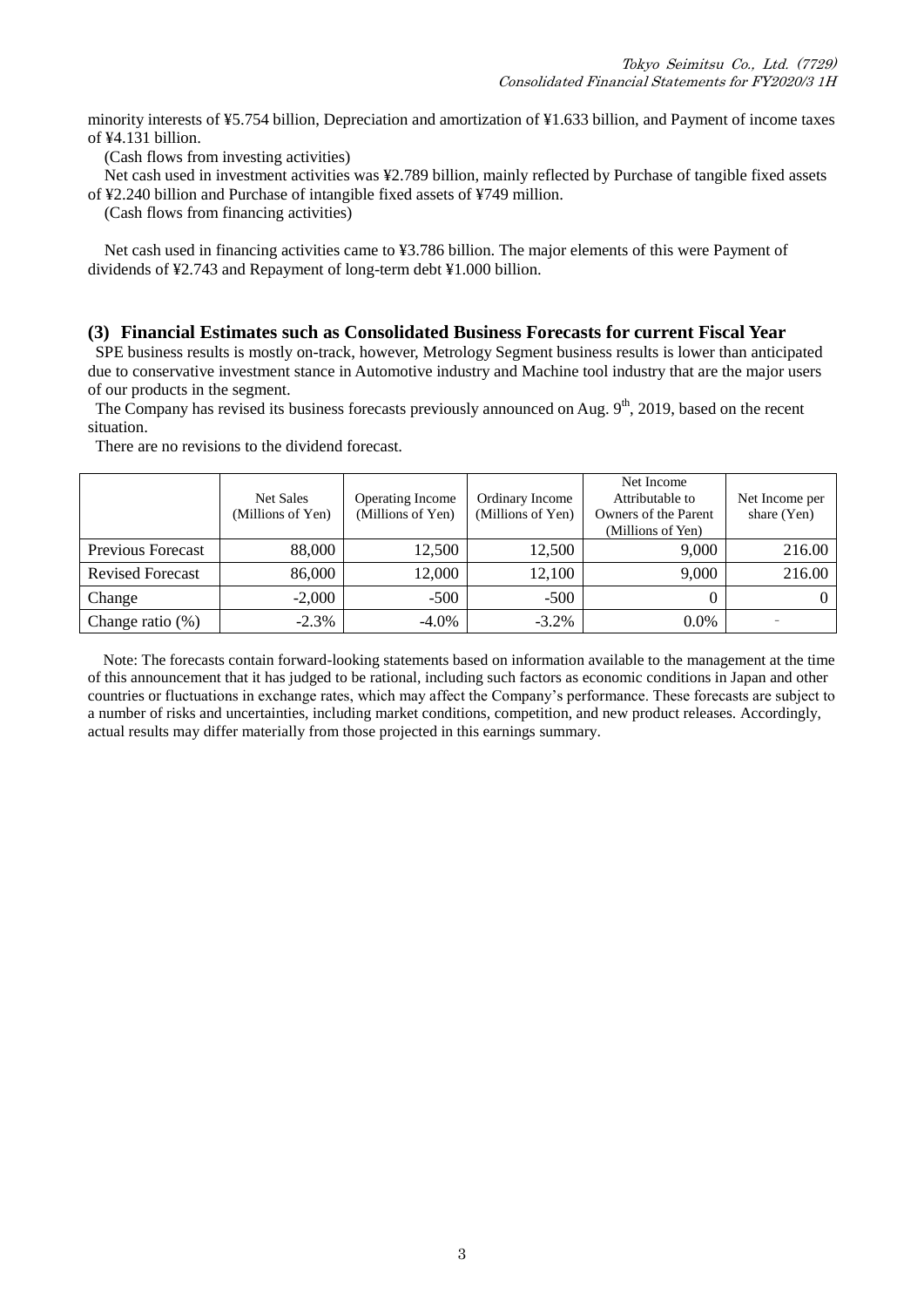minority interests of ¥5.754 billion, Depreciation and amortization of ¥1.633 billion, and Payment of income taxes of ¥4.131 billion.

(Cash flows from investing activities)

Net cash used in investment activities was ¥2.789 billion, mainly reflected by Purchase of tangible fixed assets of ¥2.240 billion and Purchase of intangible fixed assets of ¥749 million.

(Cash flows from financing activities)

Net cash used in financing activities came to ¥3.786 billion. The major elements of this were Payment of dividends of ¥2.743 and Repayment of long-term debt ¥1.000 billion.

## (3) Financial Estimates such as Consolidated Business Forecasts for current Fiscal Year

SPE business results is mostly on-track, however, Metrology Segment business results is lower than anticipated due to conservative investment stance in Automotive industry and Machine tool industry that are the major users of our products in the segment.

The Company has revised its business forecasts previously announced on Aug. 9th, 2019, based on the recent situation.

There are no revisions to the dividend forecast.

| | Net Sales (Millions of Yen) | Operating Income (Millions of Yen) | Ordinary Income (Millions of Yen) | Net Income Attributable to Owners of the Parent (Millions of Yen) | Net Income per share (Yen) |
|---|---|---|---|---|---|
| Previous Forecast | 88,000 | 12,500 | 12,500 | 9,000 | 216.00 |
| Revised Forecast | 86,000 | 12,000 | 12,100 | 9,000 | 216.00 |
| Change | -2,000 | -500 | -500 | 0 | 0 |
| Change ratio (%) | -2.3% | -4.0% | -3.2% | 0.0% | - |

Note: The forecasts contain forward-looking statements based on information available to the management at the time of this announcement that it has judged to be rational, including such factors as economic conditions in Japan and other countries or fluctuations in exchange rates, which may affect the Company's performance. These forecasts are subject to a number of risks and uncertainties, including market conditions, competition, and new product releases. Accordingly, actual results may differ materially from those projected in this earnings summary.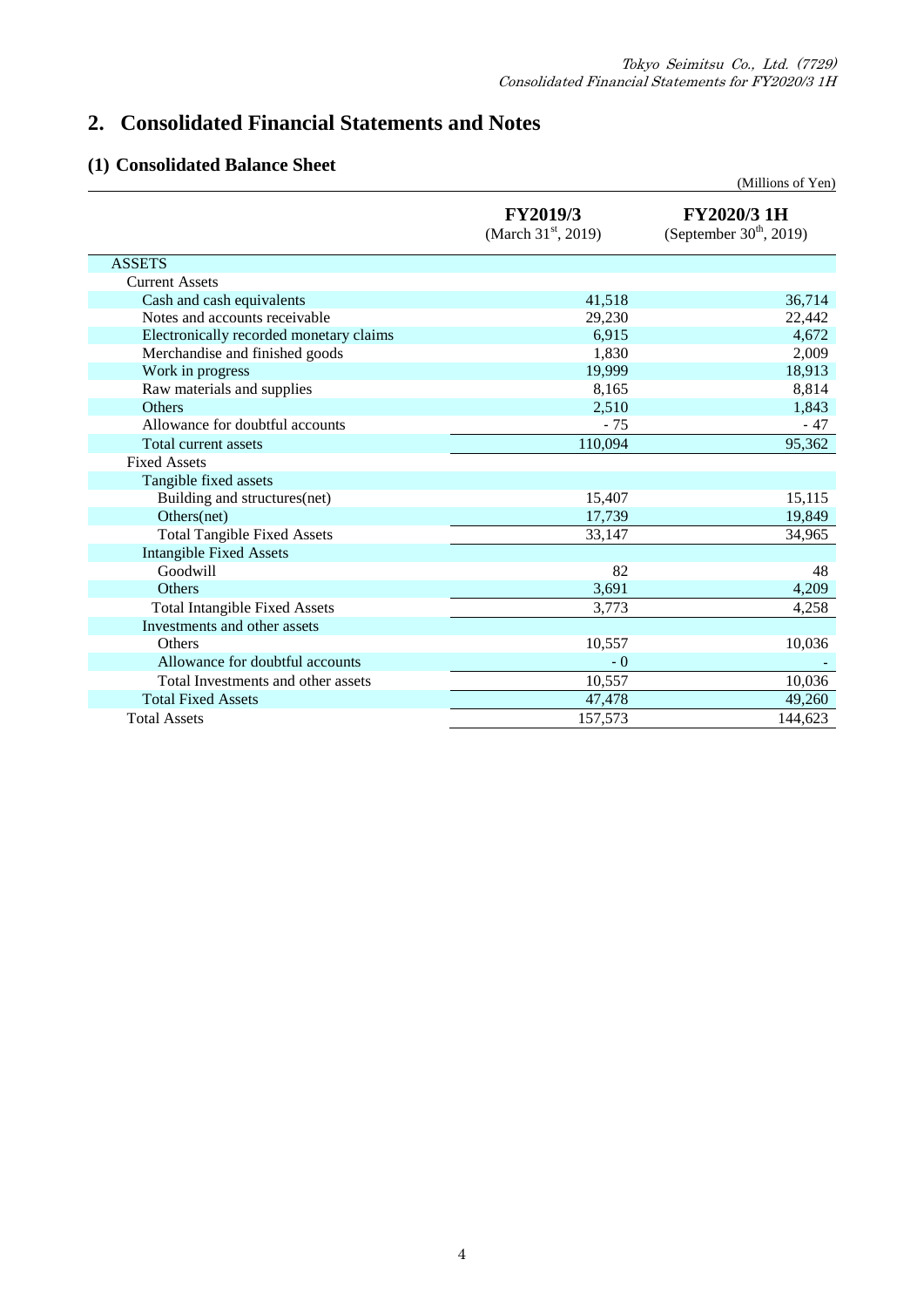## 2. Consolidated Financial Statements and Notes

### (1) Consolidated Balance Sheet

(Millions of Yen)

| | FY2019/3 (March 31st, 2019) | FY2020/3 1H (September 30th, 2019) |
|---|---|---|
| ASSETS | | |
| Current Assets | | |
| Cash and cash equivalents | 41,518 | 36,714 |
| Notes and accounts receivable | 29,230 | 22,442 |
| Electronically recorded monetary claims | 6,915 | 4,672 |
| Merchandise and finished goods | 1,830 | 2,009 |
| Work in progress | 19,999 | 18,913 |
| Raw materials and supplies | 8,165 | 8,814 |
| Others | 2,510 | 1,843 |
| Allowance for doubtful accounts | - 75 | - 47 |
| Total current assets | 110,094 | 95,362 |
| Fixed Assets | | |
| Tangible fixed assets | | |
| Building and structures(net) | 15,407 | 15,115 |
| Others(net) | 17,739 | 19,849 |
| Total Tangible Fixed Assets | 33,147 | 34,965 |
| Intangible Fixed Assets | | |
| Goodwill | 82 | 48 |
| Others | 3,691 | 4,209 |
| Total Intangible Fixed Assets | 3,773 | 4,258 |
| Investments and other assets | | |
| Others | 10,557 | 10,036 |
| Allowance for doubtful accounts | - 0 | - |
| Total Investments and other assets | 10,557 | 10,036 |
| Total Fixed Assets | 47,478 | 49,260 |
| Total Assets | 157,573 | 144,623 |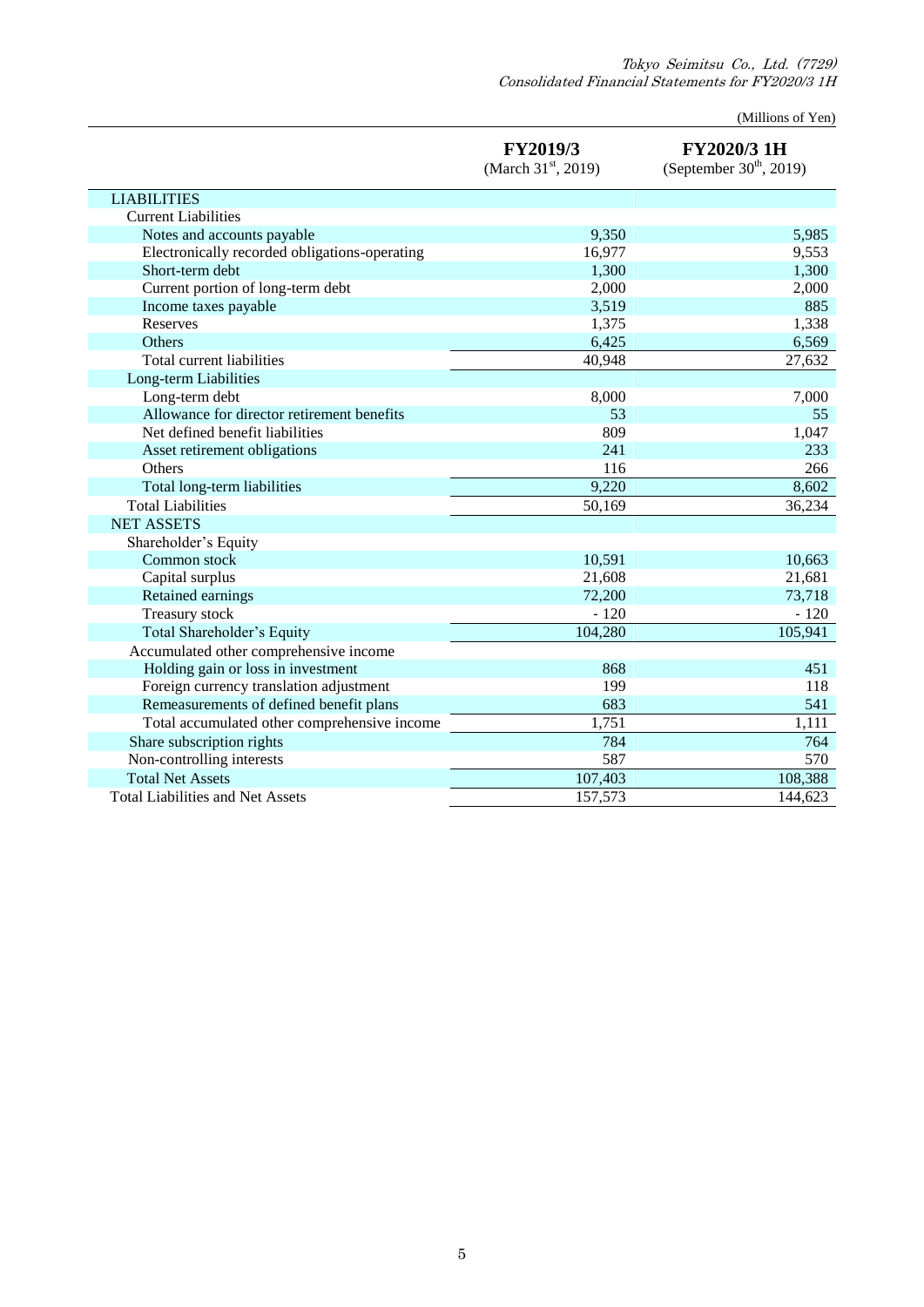(Millions of Yen)

| | FY2019/3 (March 31st, 2019) | FY2020/3 1H (September 30th, 2019) |
|---|---|---|
| LIABILITIES | | |
| Current Liabilities | | |
| Notes and accounts payable | 9,350 | 5,985 |
| Electronically recorded obligations-operating | 16,977 | 9,553 |
| Short-term debt | 1,300 | 1,300 |
| Current portion of long-term debt | 2,000 | 2,000 |
| Income taxes payable | 3,519 | 885 |
| Reserves | 1,375 | 1,338 |
| Others | 6,425 | 6,569 |
| Total current liabilities | 40,948 | 27,632 |
| Long-term Liabilities | | |
| Long-term debt | 8,000 | 7,000 |
| Allowance for director retirement benefits | 53 | 55 |
| Net defined benefit liabilities | 809 | 1,047 |
| Asset retirement obligations | 241 | 233 |
| Others | 116 | 266 |
| Total long-term liabilities | 9,220 | 8,602 |
| Total Liabilities | 50,169 | 36,234 |
| NET ASSETS | | |
| Shareholder's Equity | | |
| Common stock | 10,591 | 10,663 |
| Capital surplus | 21,608 | 21,681 |
| Retained earnings | 72,200 | 73,718 |
| Treasury stock | - 120 | - 120 |
| Total Shareholder's Equity | 104,280 | 105,941 |
| Accumulated other comprehensive income | | |
| Holding gain or loss in investment | 868 | 451 |
| Foreign currency translation adjustment | 199 | 118 |
| Remeasurements of defined benefit plans | 683 | 541 |
| Total accumulated other comprehensive income | 1,751 | 1,111 |
| Share subscription rights | 784 | 764 |
| Non-controlling interests | 587 | 570 |
| Total Net Assets | 107,403 | 108,388 |
| Total Liabilities and Net Assets | 157,573 | 144,623 |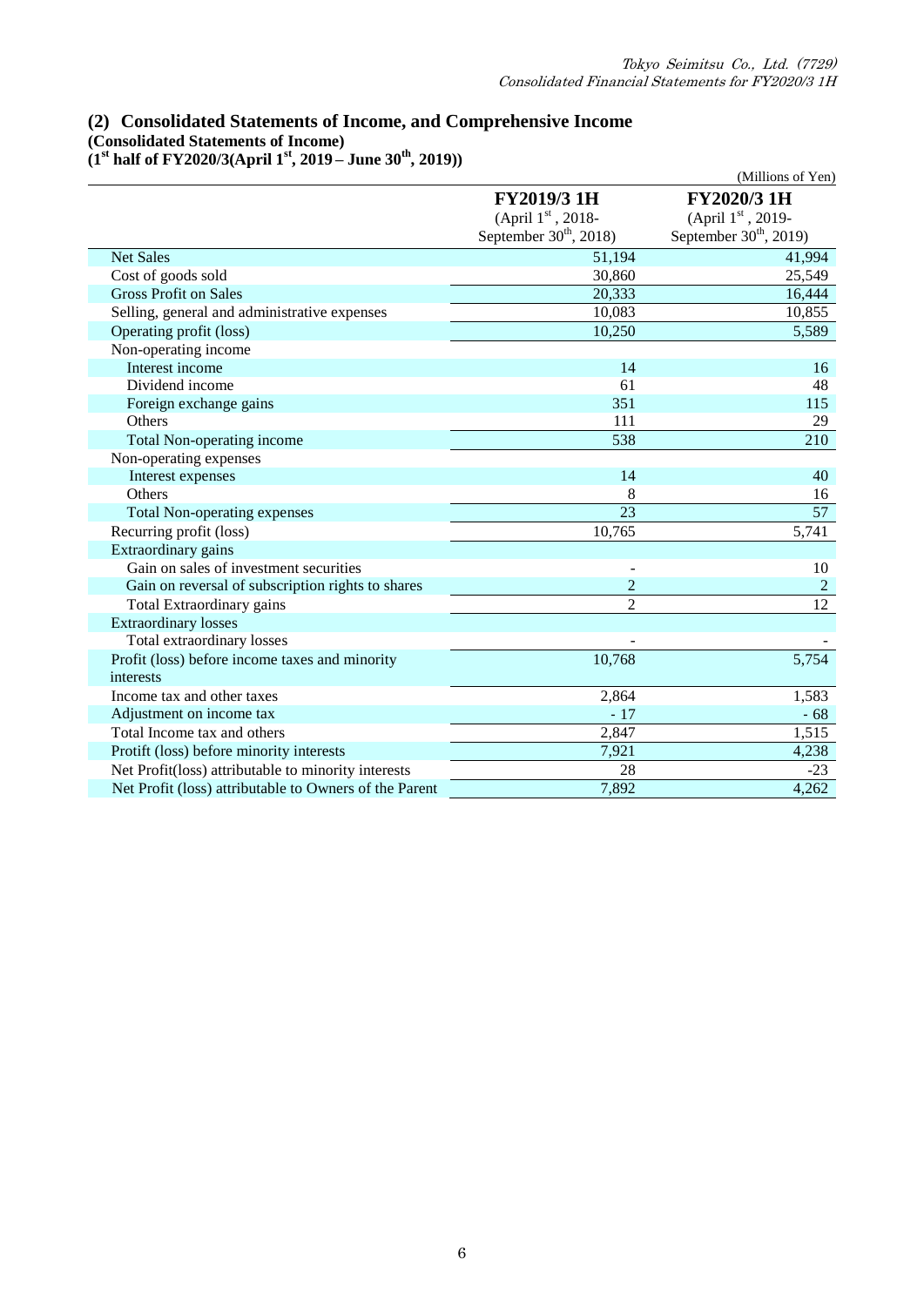## (2) Consolidated Statements of Income, and Comprehensive Income

**(Consolidated Statements of Income)**

**(1st half of FY2020/3(April 1st, 2019 – June 30th, 2019))**

(Millions of Yen)

| | FY2019/3 1H (April 1st, 2018- September 30th, 2018) | FY2020/3 1H (April 1st, 2019- September 30th, 2019) |
|---|---|---|
| Net Sales | 51,194 | 41,994 |
| Cost of goods sold | 30,860 | 25,549 |
| Gross Profit on Sales | 20,333 | 16,444 |
| Selling, general and administrative expenses | 10,083 | 10,855 |
| Operating profit (loss) | 10,250 | 5,589 |
| Non-operating income | | |
| Interest income | 14 | 16 |
| Dividend income | 61 | 48 |
| Foreign exchange gains | 351 | 115 |
| Others | 111 | 29 |
| Total Non-operating income | 538 | 210 |
| Non-operating expenses | | |
| Interest expenses | 14 | 40 |
| Others | 8 | 16 |
| Total Non-operating expenses | 23 | 57 |
| Recurring profit (loss) | 10,765 | 5,741 |
| Extraordinary gains | | |
| Gain on sales of investment securities | - | 10 |
| Gain on reversal of subscription rights to shares | 2 | 2 |
| Total Extraordinary gains | 2 | 12 |
| Extraordinary losses | | |
| Total extraordinary losses | - | - |
| Profit (loss) before income taxes and minority interests | 10,768 | 5,754 |
| Income tax and other taxes | 2,864 | 1,583 |
| Adjustment on income tax | - 17 | - 68 |
| Total Income tax and others | 2,847 | 1,515 |
| Protift (loss) before minority interests | 7,921 | 4,238 |
| Net Profit(loss) attributable to minority interests | 28 | -23 |
| Net Profit (loss) attributable to Owners of the Parent | 7,892 | 4,262 |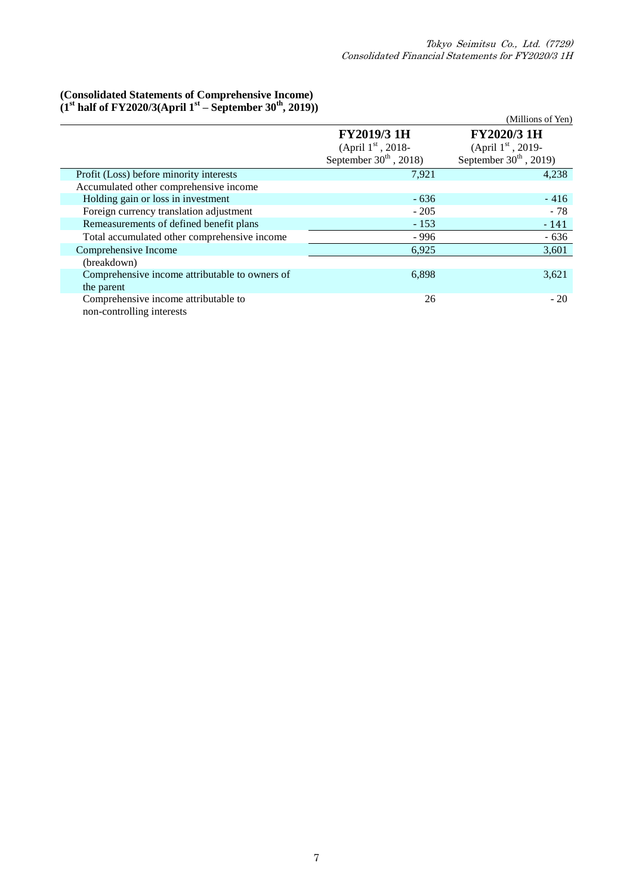**(Consolidated Statements of Comprehensive Income)**
**(1st half of FY2020/3(April 1st – September 30th, 2019))**

(Millions of Yen)

| | FY2019/3 1H (April 1st, 2018- September 30th, 2018) | FY2020/3 1H (April 1st, 2019- September 30th, 2019) |
|---|---|---|
| Profit (Loss) before minority interests | 7,921 | 4,238 |
| Accumulated other comprehensive income | | |
| Holding gain or loss in investment | - 636 | - 416 |
| Foreign currency translation adjustment | - 205 | - 78 |
| Remeasurements of defined benefit plans | - 153 | - 141 |
| Total accumulated other comprehensive income | - 996 | - 636 |
| Comprehensive Income | 6,925 | 3,601 |
| (breakdown) | | |
| Comprehensive income attributable to owners of the parent | 6,898 | 3,621 |
| Comprehensive income attributable to non-controlling interests | 26 | - 20 |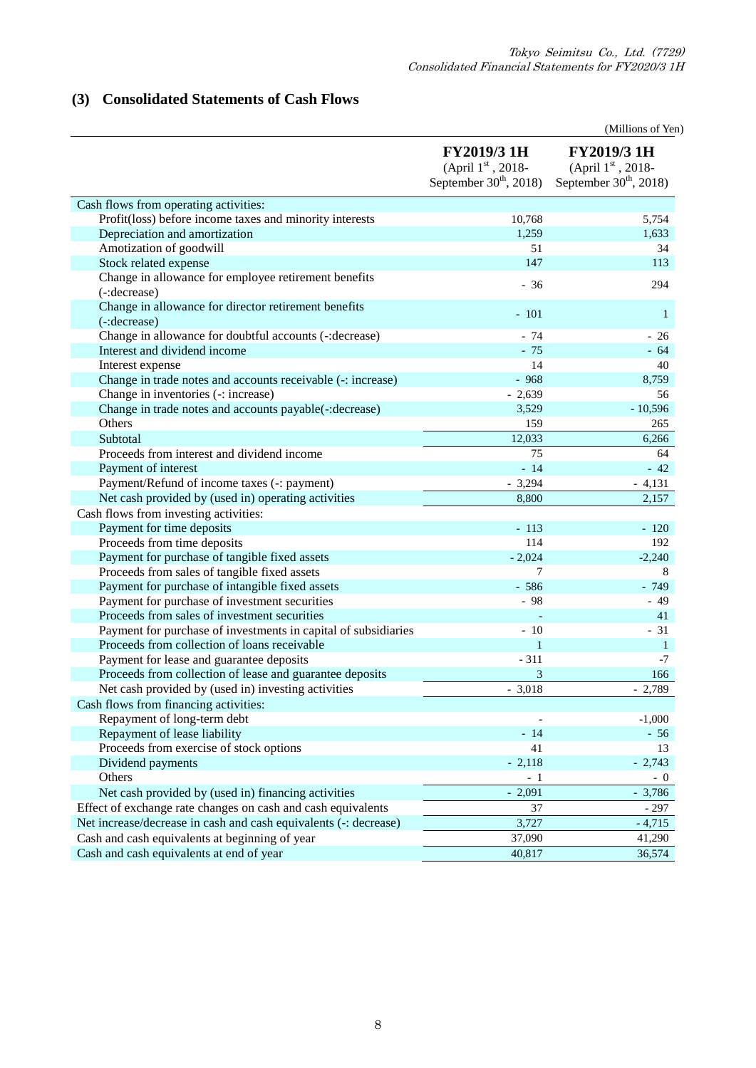## (3) Consolidated Statements of Cash Flows

(Millions of Yen)

| | FY2019/3 1H (April 1st, 2018- September 30th, 2018) | FY2019/3 1H (April 1st, 2018- September 30th, 2018) |
|---|---|---|
| Cash flows from operating activities: | | |
| Profit(loss) before income taxes and minority interests | 10,768 | 5,754 |
| Depreciation and amortization | 1,259 | 1,633 |
| Amotization of goodwill | 51 | 34 |
| Stock related expense | 147 | 113 |
| Change in allowance for employee retirement benefits (-:decrease) | - 36 | 294 |
| Change in allowance for director retirement benefits (-:decrease) | - 101 | 1 |
| Change in allowance for doubtful accounts (-:decrease) | - 74 | - 26 |
| Interest and dividend income | - 75 | - 64 |
| Interest expense | 14 | 40 |
| Change in trade notes and accounts receivable (-: increase) | - 968 | 8,759 |
| Change in inventories (-: increase) | - 2,639 | 56 |
| Change in trade notes and accounts payable(-:decrease) | 3,529 | - 10,596 |
| Others | 159 | 265 |
| Subtotal | 12,033 | 6,266 |
| Proceeds from interest and dividend income | 75 | 64 |
| Payment of interest | - 14 | - 42 |
| Payment/Refund of income taxes (-: payment) | - 3,294 | - 4,131 |
| Net cash provided by (used in) operating activities | 8,800 | 2,157 |
| Cash flows from investing activities: | | |
| Payment for time deposits | - 113 | - 120 |
| Proceeds from time deposits | 114 | 192 |
| Payment for purchase of tangible fixed assets | - 2,024 | -2,240 |
| Proceeds from sales of tangible fixed assets | 7 | 8 |
| Payment for purchase of intangible fixed assets | - 586 | - 749 |
| Payment for purchase of investment securities | - 98 | - 49 |
| Proceeds from sales of investment securities | - | 41 |
| Payment for purchase of investments in capital of subsidiaries | - 10 | - 31 |
| Proceeds from collection of loans receivable | 1 | 1 |
| Payment for lease and guarantee deposits | - 311 | -7 |
| Proceeds from collection of lease and guarantee deposits | 3 | 166 |
| Net cash provided by (used in) investing activities | - 3,018 | - 2,789 |
| Cash flows from financing activities: | | |
| Repayment of long-term debt | - | -1,000 |
| Repayment of lease liability | - 14 | - 56 |
| Proceeds from exercise of stock options | 41 | 13 |
| Dividend payments | - 2,118 | - 2,743 |
| Others | - 1 | - 0 |
| Net cash provided by (used in) financing activities | - 2,091 | - 3,786 |
| Effect of exchange rate changes on cash and cash equivalents | 37 | - 297 |
| Net increase/decrease in cash and cash equivalents (-: decrease) | 3,727 | - 4,715 |
| Cash and cash equivalents at beginning of year | 37,090 | 41,290 |
| Cash and cash equivalents at end of year | 40,817 | 36,574 |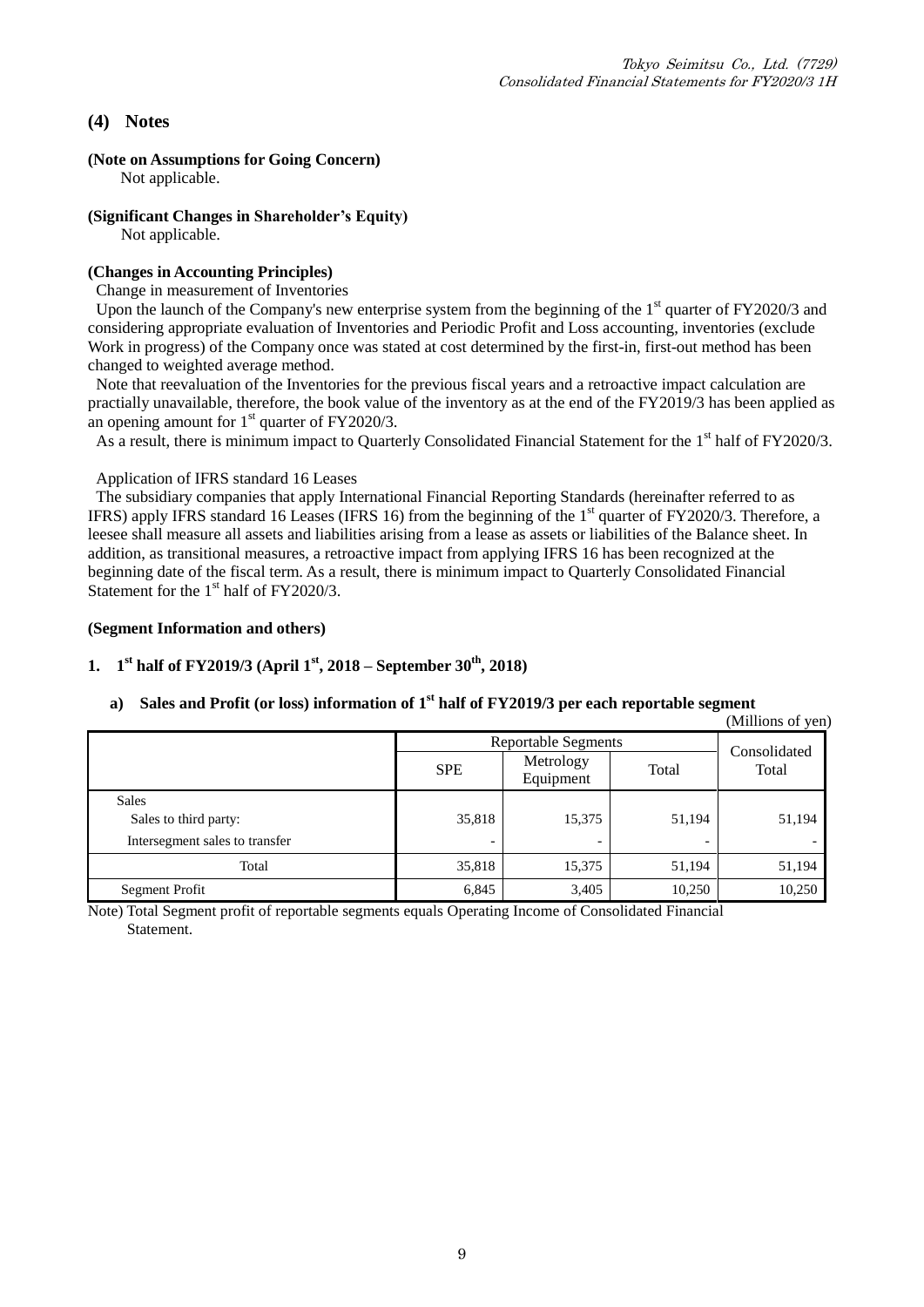## (4) Notes

**(Note on Assumptions for Going Concern)**

Not applicable.

**(Significant Changes in Shareholder's Equity)**

Not applicable.

**(Changes in Accounting Principles)**

Change in measurement of Inventories

Upon the launch of the Company's new enterprise system from the beginning of the 1st quarter of FY2020/3 and considering appropriate evaluation of Inventories and Periodic Profit and Loss accounting, inventories (exclude Work in progress) of the Company once was stated at cost determined by the first-in, first-out method has been changed to weighted average method.

Note that reevaluation of the Inventories for the previous fiscal years and a retroactive impact calculation are practially unavailable, therefore, the book value of the inventory as at the end of the FY2019/3 has been applied as an opening amount for 1st quarter of FY2020/3.

As a result, there is minimum impact to Quarterly Consolidated Financial Statement for the 1st half of FY2020/3.

Application of IFRS standard 16 Leases

The subsidiary companies that apply International Financial Reporting Standards (hereinafter referred to as IFRS) apply IFRS standard 16 Leases (IFRS 16) from the beginning of the 1st quarter of FY2020/3. Therefore, a leesee shall measure all assets and liabilities arising from a lease as assets or liabilities of the Balance sheet. In addition, as transitional measures, a retroactive impact from applying IFRS 16 has been recognized at the beginning date of the fiscal term. As a result, there is minimum impact to Quarterly Consolidated Financial Statement for the 1st half of FY2020/3.

**(Segment Information and others)**

### 1. 1st half of FY2019/3 (April 1st, 2018 – September 30th, 2018)

#### a) Sales and Profit (or loss) information of 1st half of FY2019/3 per each reportable segment

(Millions of yen)

| | Reportable Segments | | | Consolidated Total |
|---|---|---|---|---|
| | SPE | Metrology Equipment | Total | |
| Sales | | | | |
| Sales to third party: | 35,818 | 15,375 | 51,194 | 51,194 |
| Intersegment sales to transfer | - | - | - | - |
| Total | 35,818 | 15,375 | 51,194 | 51,194 |
| Segment Profit | 6,845 | 3,405 | 10,250 | 10,250 |

Note) Total Segment profit of reportable segments equals Operating Income of Consolidated Financial Statement.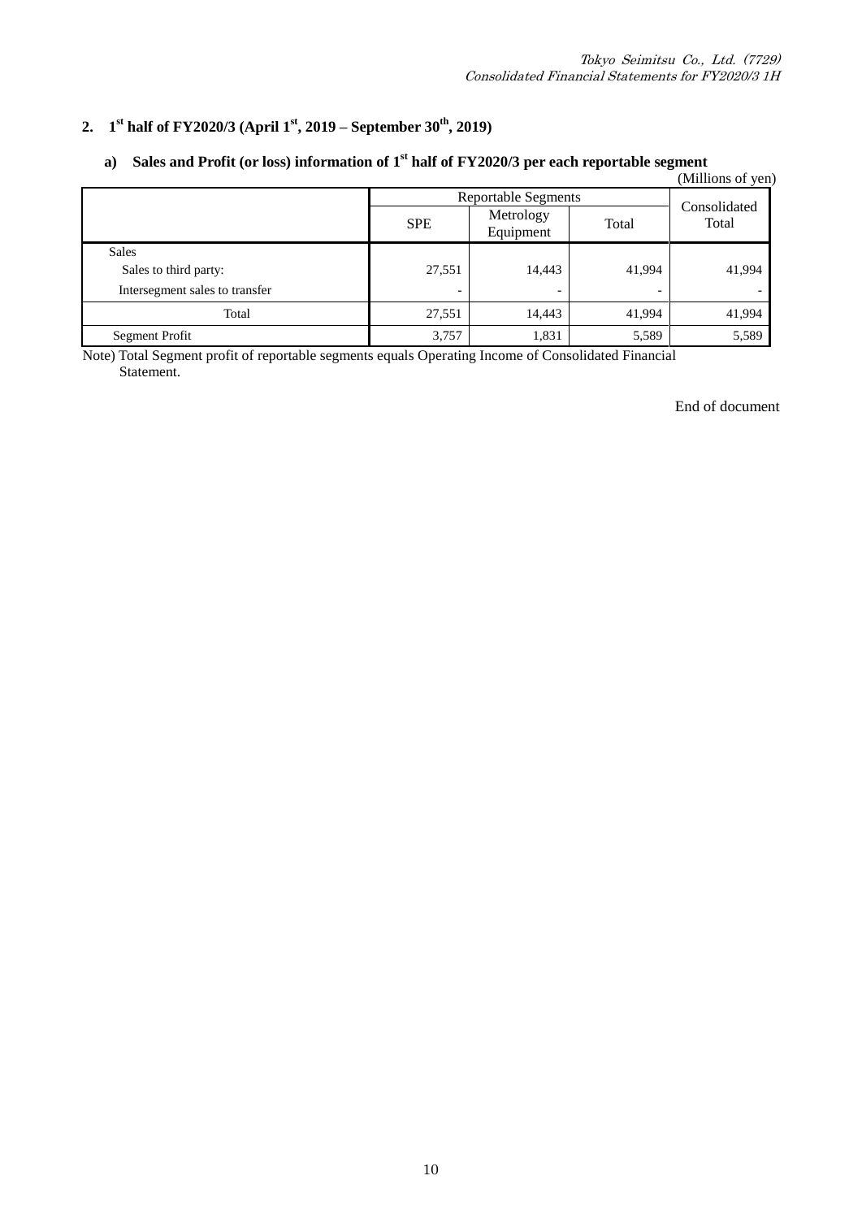## 2. 1st half of FY2020/3 (April 1st, 2019 – September 30th, 2019)

### a) Sales and Profit (or loss) information of 1st half of FY2020/3 per each reportable segment

(Millions of yen)

| | Reportable Segments | | | Consolidated Total |
|---|---|---|---|---|
| | SPE | Metrology Equipment | Total | |
| Sales | | | | |
| Sales to third party: | 27,551 | 14,443 | 41,994 | 41,994 |
| Intersegment sales to transfer | - | - | - | - |
| Total | 27,551 | 14,443 | 41,994 | 41,994 |
| Segment Profit | 3,757 | 1,831 | 5,589 | 5,589 |

Note) Total Segment profit of reportable segments equals Operating Income of Consolidated Financial Statement.

End of document